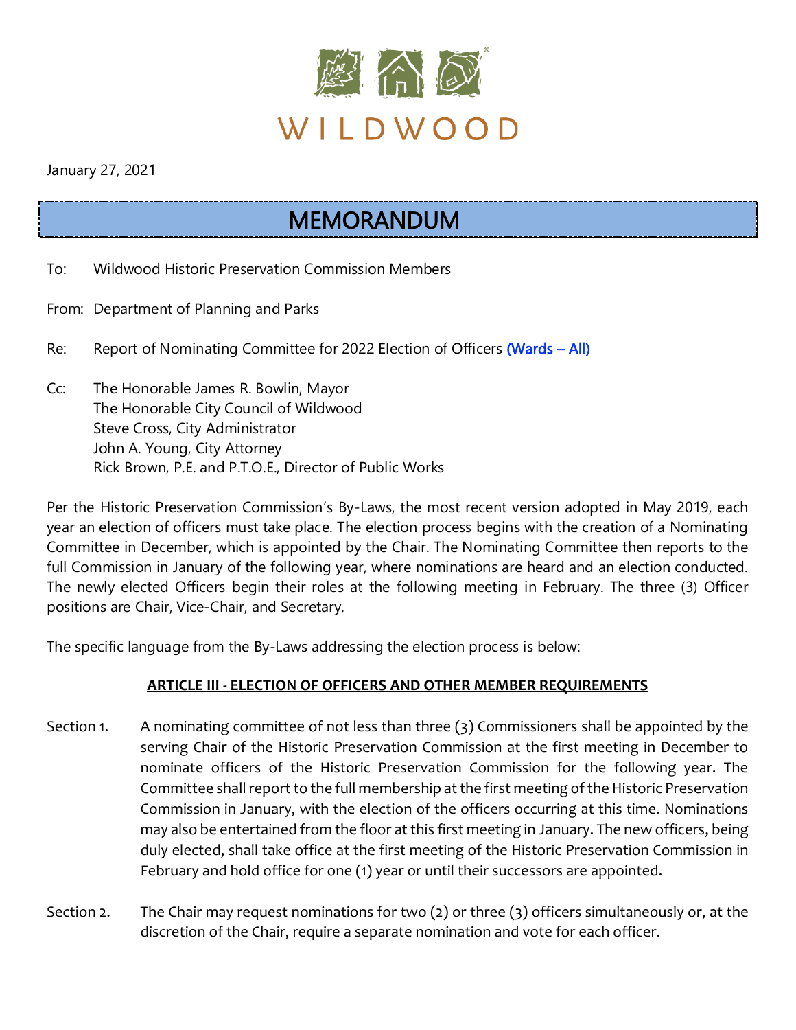WILDWOOD

January 27, 2021

# MEMORANDUM

To: Wildwood Historic Preservation Commission Members

From: Department of Planning and Parks

Re: Report of Nominating Committee for 2022 Election of Officers (Wards – All)

Cc: The Honorable James R. Bowlin, Mayor
The Honorable City Council of Wildwood
Steve Cross, City Administrator
John A. Young, City Attorney
Rick Brown, P.E. and P.T.O.E., Director of Public Works

Per the Historic Preservation Commission's By-Laws, the most recent version adopted in May 2019, each year an election of officers must take place. The election process begins with the creation of a Nominating Committee in December, which is appointed by the Chair. The Nominating Committee then reports to the full Commission in January of the following year, where nominations are heard and an election conducted. The newly elected Officers begin their roles at the following meeting in February. The three (3) Officer positions are Chair, Vice-Chair, and Secretary.

The specific language from the By-Laws addressing the election process is below:

**ARTICLE III - ELECTION OF OFFICERS AND OTHER MEMBER REQUIREMENTS**

Section 1. A nominating committee of not less than three (3) Commissioners shall be appointed by the serving Chair of the Historic Preservation Commission at the first meeting in December to nominate officers of the Historic Preservation Commission for the following year. The Committee shall report to the full membership at the first meeting of the Historic Preservation Commission in January, with the election of the officers occurring at this time. Nominations may also be entertained from the floor at this first meeting in January. The new officers, being duly elected, shall take office at the first meeting of the Historic Preservation Commission in February and hold office for one (1) year or until their successors are appointed.

Section 2. The Chair may request nominations for two (2) or three (3) officers simultaneously or, at the discretion of the Chair, require a separate nomination and vote for each officer.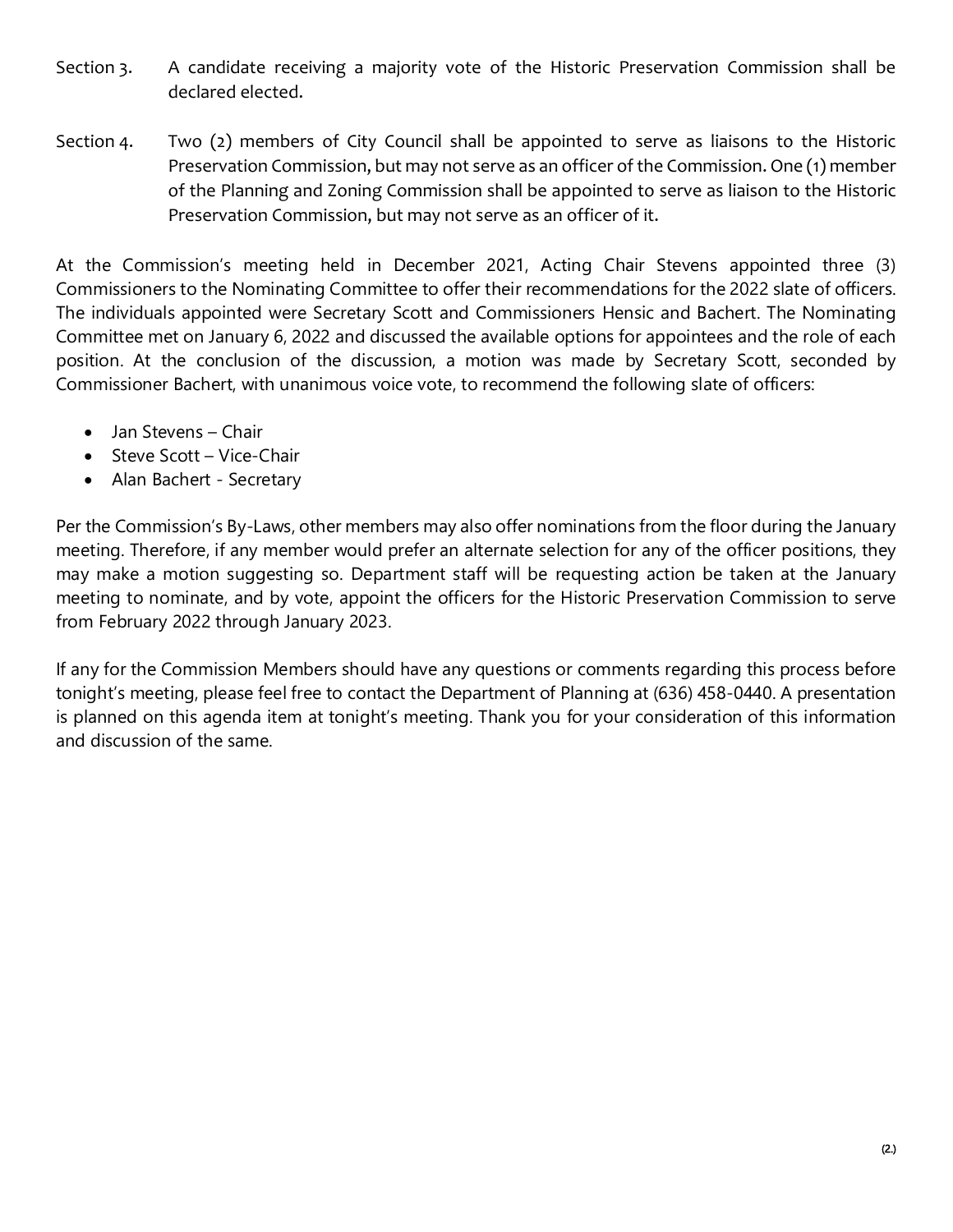Section 3. A candidate receiving a majority vote of the Historic Preservation Commission shall be declared elected.

Section 4. Two (2) members of City Council shall be appointed to serve as liaisons to the Historic Preservation Commission, but may not serve as an officer of the Commission. One (1) member of the Planning and Zoning Commission shall be appointed to serve as liaison to the Historic Preservation Commission, but may not serve as an officer of it.

At the Commission's meeting held in December 2021, Acting Chair Stevens appointed three (3) Commissioners to the Nominating Committee to offer their recommendations for the 2022 slate of officers. The individuals appointed were Secretary Scott and Commissioners Hensic and Bachert. The Nominating Committee met on January 6, 2022 and discussed the available options for appointees and the role of each position. At the conclusion of the discussion, a motion was made by Secretary Scott, seconded by Commissioner Bachert, with unanimous voice vote, to recommend the following slate of officers:

- Jan Stevens – Chair
- Steve Scott – Vice-Chair
- Alan Bachert - Secretary

Per the Commission's By-Laws, other members may also offer nominations from the floor during the January meeting. Therefore, if any member would prefer an alternate selection for any of the officer positions, they may make a motion suggesting so. Department staff will be requesting action be taken at the January meeting to nominate, and by vote, appoint the officers for the Historic Preservation Commission to serve from February 2022 through January 2023.

If any for the Commission Members should have any questions or comments regarding this process before tonight's meeting, please feel free to contact the Department of Planning at (636) 458-0440. A presentation is planned on this agenda item at tonight's meeting. Thank you for your consideration of this information and discussion of the same.